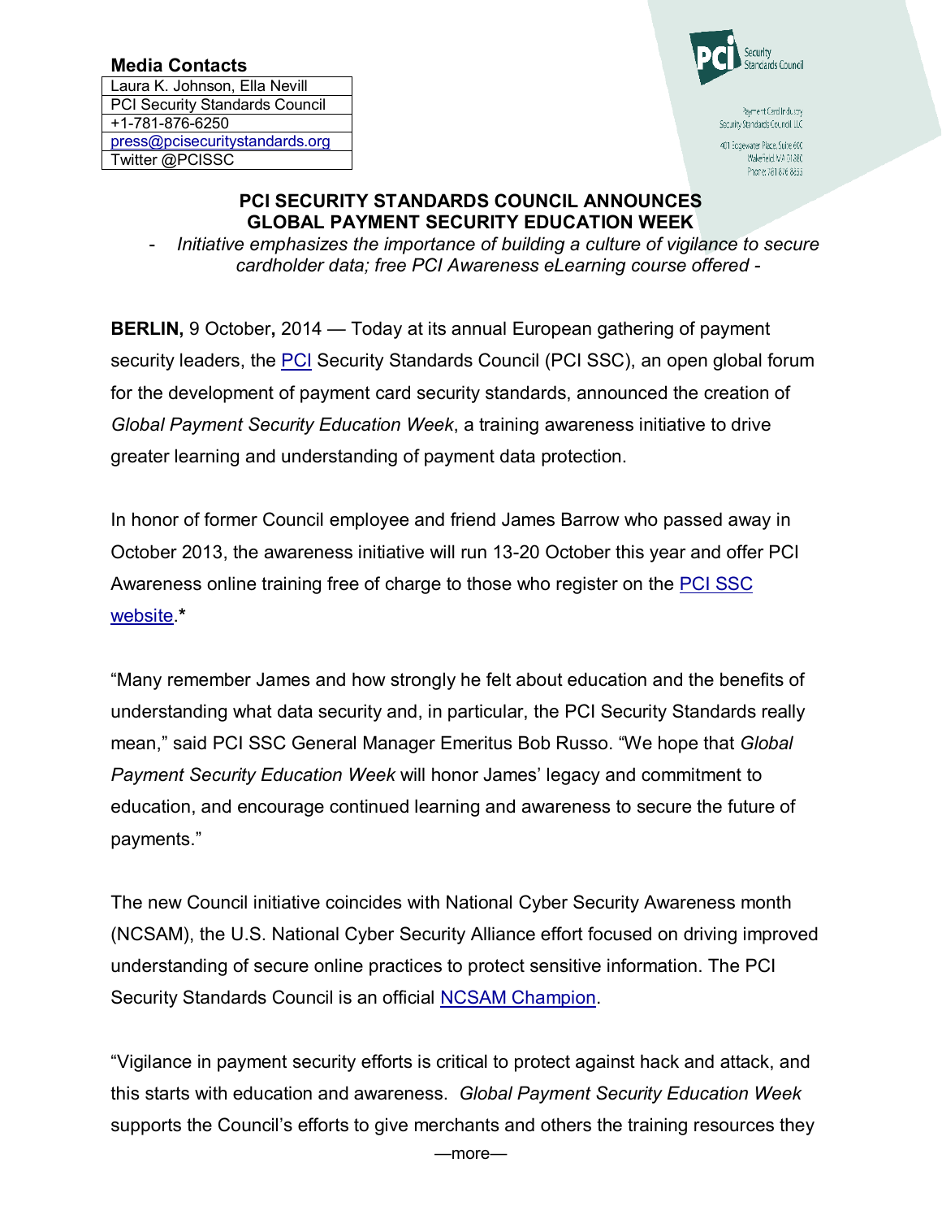**Media Contacts**

| Laura K. Johnson, Ella Nevill |
|---|
| PCI Security Standards Council |
| +1-781-876-6250 |
| press@pcisecuritystandards.org |
| Twitter @PCISSC |

Security Standards Council

Payment Card Industry Security Standards Council LLC

401 Edgewater Place, Suite 600
Wakefield, MA 01880
Phone: 781 876 8855

# PCI SECURITY STANDARDS COUNCIL ANNOUNCES GLOBAL PAYMENT SECURITY EDUCATION WEEK

*- Initiative emphasizes the importance of building a culture of vigilance to secure cardholder data; free PCI Awareness eLearning course offered -*

**BERLIN,** 9 October**,** 2014 — Today at its annual European gathering of payment security leaders, the PCI Security Standards Council (PCI SSC), an open global forum for the development of payment card security standards, announced the creation of *Global Payment Security Education Week*, a training awareness initiative to drive greater learning and understanding of payment data protection.

In honor of former Council employee and friend James Barrow who passed away in October 2013, the awareness initiative will run 13-20 October this year and offer PCI Awareness online training free of charge to those who register on the PCI SSC website.**\***

"Many remember James and how strongly he felt about education and the benefits of understanding what data security and, in particular, the PCI Security Standards really mean," said PCI SSC General Manager Emeritus Bob Russo. "We hope that *Global Payment Security Education Week* will honor James' legacy and commitment to education, and encourage continued learning and awareness to secure the future of payments."

The new Council initiative coincides with National Cyber Security Awareness month (NCSAM), the U.S. National Cyber Security Alliance effort focused on driving improved understanding of secure online practices to protect sensitive information. The PCI Security Standards Council is an official NCSAM Champion.

"Vigilance in payment security efforts is critical to protect against hack and attack, and this starts with education and awareness. *Global Payment Security Education Week* supports the Council's efforts to give merchants and others the training resources they

—more—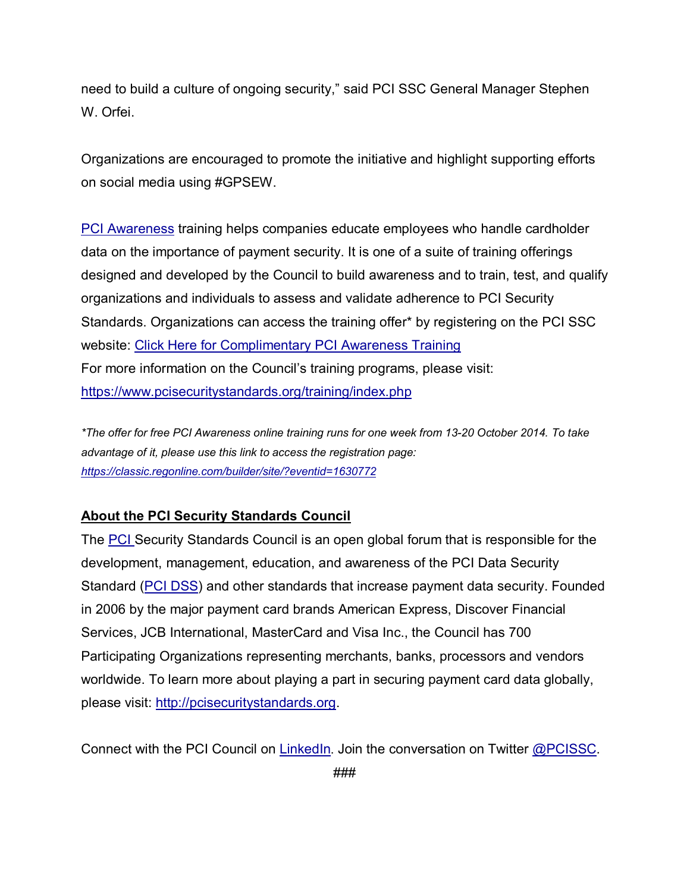need to build a culture of ongoing security," said PCI SSC General Manager Stephen W. Orfei.

Organizations are encouraged to promote the initiative and highlight supporting efforts on social media using #GPSEW.

PCI Awareness training helps companies educate employees who handle cardholder data on the importance of payment security. It is one of a suite of training offerings designed and developed by the Council to build awareness and to train, test, and qualify organizations and individuals to assess and validate adherence to PCI Security Standards. Organizations can access the training offer* by registering on the PCI SSC website: Click Here for Complimentary PCI Awareness Training
For more information on the Council's training programs, please visit: https://www.pcisecuritystandards.org/training/index.php

*\*The offer for free PCI Awareness online training runs for one week from 13-20 October 2014. To take advantage of it, please use this link to access the registration page: https://classic.regonline.com/builder/site/?eventid=1630772*

## About the PCI Security Standards Council

The PCI Security Standards Council is an open global forum that is responsible for the development, management, education, and awareness of the PCI Data Security Standard (PCI DSS) and other standards that increase payment data security. Founded in 2006 by the major payment card brands American Express, Discover Financial Services, JCB International, MasterCard and Visa Inc., the Council has 700 Participating Organizations representing merchants, banks, processors and vendors worldwide. To learn more about playing a part in securing payment card data globally, please visit: http://pcisecuritystandards.org.

Connect with the PCI Council on LinkedIn. Join the conversation on Twitter @PCISSC.

###